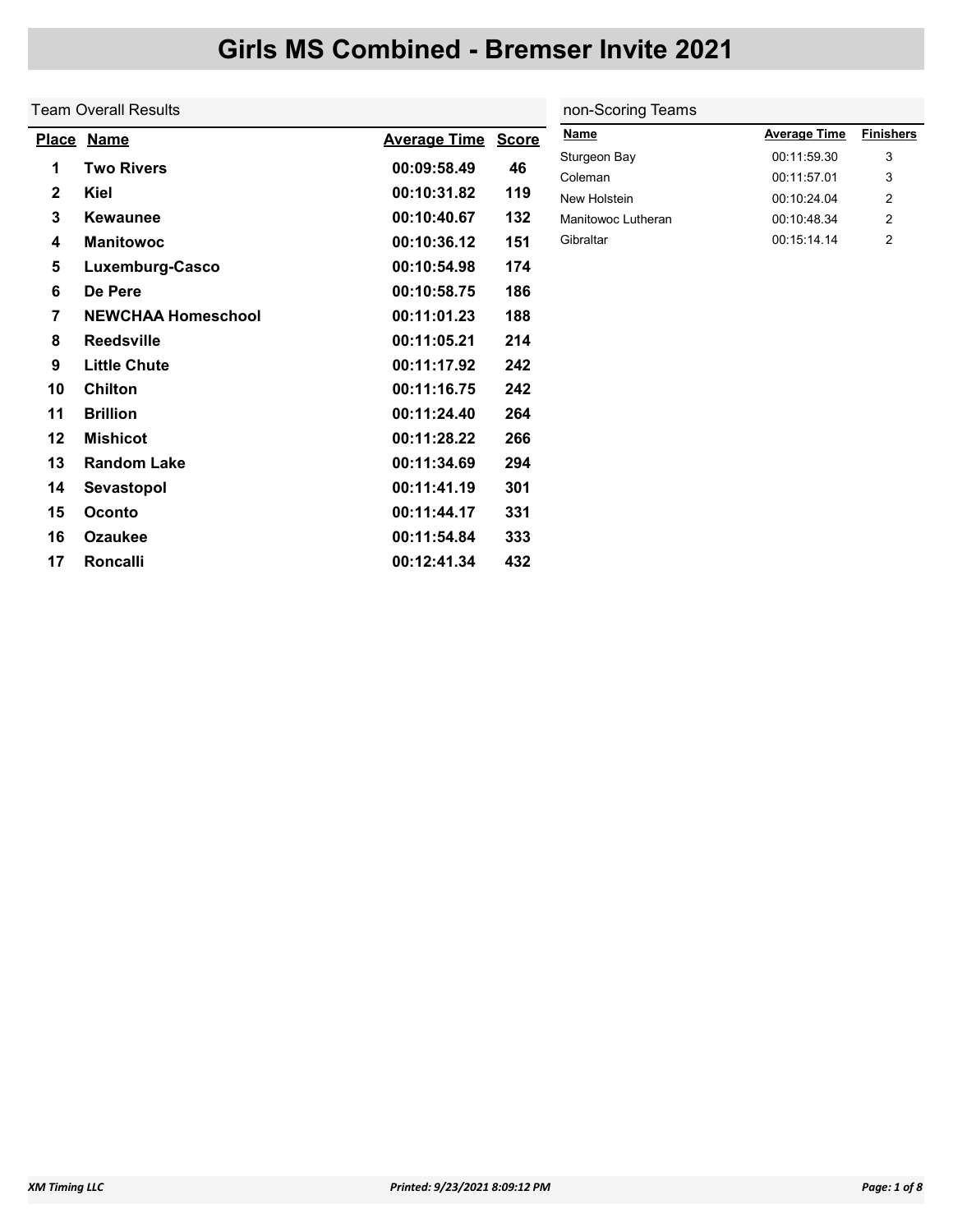# Girls MS Combined - Bremser Invite 2021

## Team Overall Results

| Place | Name | Average Time | Score |
|---|---|---|---|
| 1 | Two Rivers | 00:09:58.49 | 46 |
| 2 | Kiel | 00:10:31.82 | 119 |
| 3 | Kewaunee | 00:10:40.67 | 132 |
| 4 | Manitowoc | 00:10:36.12 | 151 |
| 5 | Luxemburg-Casco | 00:10:54.98 | 174 |
| 6 | De Pere | 00:10:58.75 | 186 |
| 7 | NEWCHAA Homeschool | 00:11:01.23 | 188 |
| 8 | Reedsville | 00:11:05.21 | 214 |
| 9 | Little Chute | 00:11:17.92 | 242 |
| 10 | Chilton | 00:11:16.75 | 242 |
| 11 | Brillion | 00:11:24.40 | 264 |
| 12 | Mishicot | 00:11:28.22 | 266 |
| 13 | Random Lake | 00:11:34.69 | 294 |
| 14 | Sevastopol | 00:11:41.19 | 301 |
| 15 | Oconto | 00:11:44.17 | 331 |
| 16 | Ozaukee | 00:11:54.84 | 333 |
| 17 | Roncalli | 00:12:41.34 | 432 |

## non-Scoring Teams

| Name | Average Time | Finishers |
|---|---|---|
| Sturgeon Bay | 00:11:59.30 | 3 |
| Coleman | 00:11:57.01 | 3 |
| New Holstein | 00:10:24.04 | 2 |
| Manitowoc Lutheran | 00:10:48.34 | 2 |
| Gibraltar | 00:15:14.14 | 2 |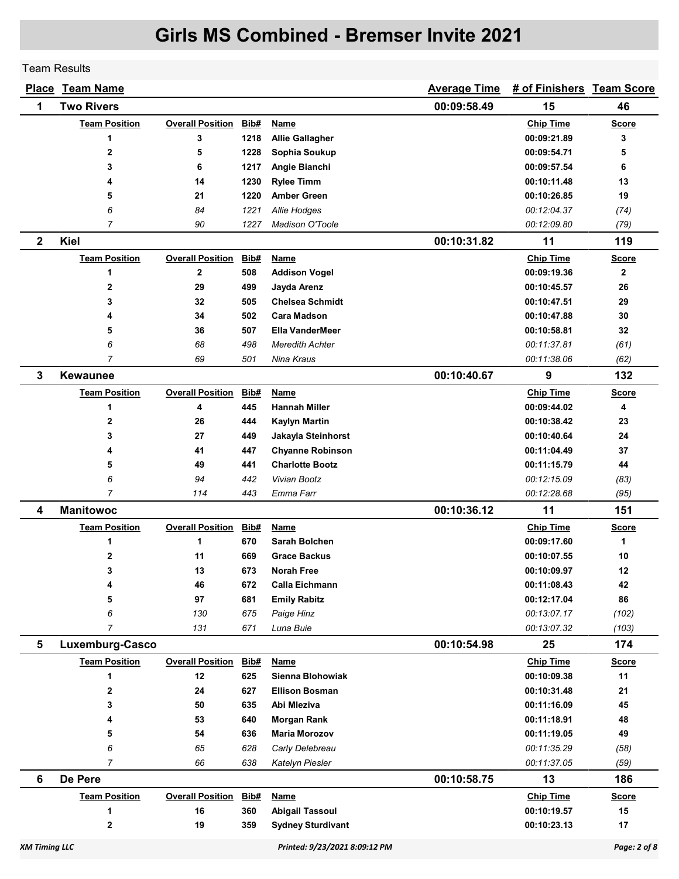# Girls MS Combined - Bremser Invite 2021

Team Results

| Place | Team Name | | | | Average Time | # of Finishers | Team Score |
|---|---|---|---|---|---|---|---|
| **1** | **Two Rivers** | | | | **00:09:58.49** | **15** | **46** |

| Team Position | Overall Position | Bib# | Name | Chip Time | Score |
|---|---|---|---|---|---|
| **1** | **3** | **1218** | **Allie Gallagher** | **00:09:21.89** | **3** |
| **2** | **5** | **1228** | **Sophia Soukup** | **00:09:54.71** | **5** |
| **3** | **6** | **1217** | **Angie Bianchi** | **00:09:57.54** | **6** |
| **4** | **14** | **1230** | **Rylee Timm** | **00:10:11.48** | **13** |
| **5** | **21** | **1220** | **Amber Green** | **00:10:26.85** | **19** |
| *6* | *84* | *1221* | *Allie Hodges* | *00:12:04.37* | *(74)* |
| *7* | *90* | *1227* | *Madison O'Toole* | *00:12:09.80* | *(79)* |

| Place | Team Name | Average Time | # of Finishers | Team Score |
|---|---|---|---|---|
| **2** | **Kiel** | **00:10:31.82** | **11** | **119** |

| Team Position | Overall Position | Bib# | Name | Chip Time | Score |
|---|---|---|---|---|---|
| **1** | **2** | **508** | **Addison Vogel** | **00:09:19.36** | **2** |
| **2** | **29** | **499** | **Jayda Arenz** | **00:10:45.57** | **26** |
| **3** | **32** | **505** | **Chelsea Schmidt** | **00:10:47.51** | **29** |
| **4** | **34** | **502** | **Cara Madson** | **00:10:47.88** | **30** |
| **5** | **36** | **507** | **Ella VanderMeer** | **00:10:58.81** | **32** |
| *6* | *68* | *498* | *Meredith Achter* | *00:11:37.81* | *(61)* |
| *7* | *69* | *501* | *Nina Kraus* | *00:11:38.06* | *(62)* |

| Place | Team Name | Average Time | # of Finishers | Team Score |
|---|---|---|---|---|
| **3** | **Kewaunee** | **00:10:40.67** | **9** | **132** |

| Team Position | Overall Position | Bib# | Name | Chip Time | Score |
|---|---|---|---|---|---|
| **1** | **4** | **445** | **Hannah Miller** | **00:09:44.02** | **4** |
| **2** | **26** | **444** | **Kaylyn Martin** | **00:10:38.42** | **23** |
| **3** | **27** | **449** | **Jakayla Steinhorst** | **00:10:40.64** | **24** |
| **4** | **41** | **447** | **Chyanne Robinson** | **00:11:04.49** | **37** |
| **5** | **49** | **441** | **Charlotte Bootz** | **00:11:15.79** | **44** |
| *6* | *94* | *442* | *Vivian Bootz* | *00:12:15.09* | *(83)* |
| *7* | *114* | *443* | *Emma Farr* | *00:12:28.68* | *(95)* |

| Place | Team Name | Average Time | # of Finishers | Team Score |
|---|---|---|---|---|
| **4** | **Manitowoc** | **00:10:36.12** | **11** | **151** |

| Team Position | Overall Position | Bib# | Name | Chip Time | Score |
|---|---|---|---|---|---|
| **1** | **1** | **670** | **Sarah Bolchen** | **00:09:17.60** | **1** |
| **2** | **11** | **669** | **Grace Backus** | **00:10:07.55** | **10** |
| **3** | **13** | **673** | **Norah Free** | **00:10:09.97** | **12** |
| **4** | **46** | **672** | **Calla Eichmann** | **00:11:08.43** | **42** |
| **5** | **97** | **681** | **Emily Rabitz** | **00:12:17.04** | **86** |
| *6* | *130* | *675* | *Paige Hinz* | *00:13:07.17* | *(102)* |
| *7* | *131* | *671* | *Luna Buie* | *00:13:07.32* | *(103)* |

| Place | Team Name | Average Time | # of Finishers | Team Score |
|---|---|---|---|---|
| **5** | **Luxemburg-Casco** | **00:10:54.98** | **25** | **174** |

| Team Position | Overall Position | Bib# | Name | Chip Time | Score |
|---|---|---|---|---|---|
| **1** | **12** | **625** | **Sienna Blohowiak** | **00:10:09.38** | **11** |
| **2** | **24** | **627** | **Ellison Bosman** | **00:10:31.48** | **21** |
| **3** | **50** | **635** | **Abi Mleziva** | **00:11:16.09** | **45** |
| **4** | **53** | **640** | **Morgan Rank** | **00:11:18.91** | **48** |
| **5** | **54** | **636** | **Maria Morozov** | **00:11:19.05** | **49** |
| *6* | *65* | *628* | *Carly Delebreau* | *00:11:35.29* | *(58)* |
| *7* | *66* | *638* | *Katelyn Piesler* | *00:11:37.05* | *(59)* |

| Place | Team Name | Average Time | # of Finishers | Team Score |
|---|---|---|---|---|
| **6** | **De Pere** | **00:10:58.75** | **13** | **186** |

| Team Position | Overall Position | Bib# | Name | Chip Time | Score |
|---|---|---|---|---|---|
| **1** | **16** | **360** | **Abigail Tassoul** | **00:10:19.57** | **15** |
| **2** | **19** | **359** | **Sydney Sturdivant** | **00:10:23.13** | **17** |

XM Timing LLC — Printed: 9/23/2021 8:09:12 PM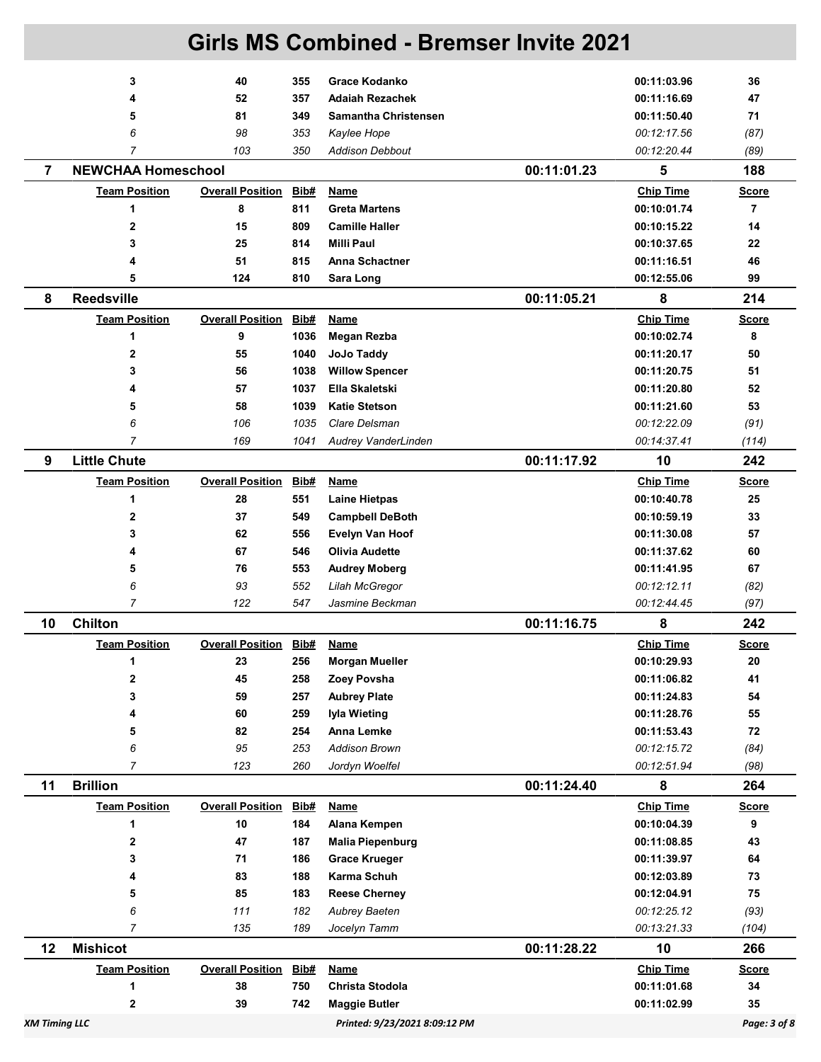# Girls MS Combined - Bremser Invite 2021

| | | | | | | | |
|---|---|---|---|---|---|---|---|
| | 3 | 40 | 355 | Grace Kodanko | | 00:11:03.96 | 36 |
| | 4 | 52 | 357 | Adaiah Rezachek | | 00:11:16.69 | 47 |
| | 5 | 81 | 349 | Samantha Christensen | | 00:11:50.40 | 71 |
| | *6* | *98* | *353* | *Kaylee Hope* | | *00:12:17.56* | *(87)* |
| | *7* | *103* | *350* | *Addison Debbout* | | *00:12:20.44* | *(89)* |
| **7** | **NEWCHAA Homeschool** | | | | **00:11:01.23** | **5** | **188** |
| | **Team Position** | **Overall Position** | **Bib#** | **Name** | | **Chip Time** | **Score** |
| | 1 | 8 | 811 | Greta Martens | | 00:10:01.74 | 7 |
| | 2 | 15 | 809 | Camille Haller | | 00:10:15.22 | 14 |
| | 3 | 25 | 814 | Milli Paul | | 00:10:37.65 | 22 |
| | 4 | 51 | 815 | Anna Schactner | | 00:11:16.51 | 46 |
| | 5 | 124 | 810 | Sara Long | | 00:12:55.06 | 99 |
| **8** | **Reedsville** | | | | **00:11:05.21** | **8** | **214** |
| | **Team Position** | **Overall Position** | **Bib#** | **Name** | | **Chip Time** | **Score** |
| | 1 | 9 | 1036 | Megan Rezba | | 00:10:02.74 | 8 |
| | 2 | 55 | 1040 | JoJo Taddy | | 00:11:20.17 | 50 |
| | 3 | 56 | 1038 | Willow Spencer | | 00:11:20.75 | 51 |
| | 4 | 57 | 1037 | Ella Skaletski | | 00:11:20.80 | 52 |
| | 5 | 58 | 1039 | Katie Stetson | | 00:11:21.60 | 53 |
| | *6* | *106* | *1035* | *Clare Delsman* | | *00:12:22.09* | *(91)* |
| | *7* | *169* | *1041* | *Audrey VanderLinden* | | *00:14:37.41* | *(114)* |
| **9** | **Little Chute** | | | | **00:11:17.92** | **10** | **242** |
| | **Team Position** | **Overall Position** | **Bib#** | **Name** | | **Chip Time** | **Score** |
| | 1 | 28 | 551 | Laine Hietpas | | 00:10:40.78 | 25 |
| | 2 | 37 | 549 | Campbell DeBoth | | 00:10:59.19 | 33 |
| | 3 | 62 | 556 | Evelyn Van Hoof | | 00:11:30.08 | 57 |
| | 4 | 67 | 546 | Olivia Audette | | 00:11:37.62 | 60 |
| | 5 | 76 | 553 | Audrey Moberg | | 00:11:41.95 | 67 |
| | *6* | *93* | *552* | *Lilah McGregor* | | *00:12:12.11* | *(82)* |
| | *7* | *122* | *547* | *Jasmine Beckman* | | *00:12:44.45* | *(97)* |
| **10** | **Chilton** | | | | **00:11:16.75** | **8** | **242** |
| | **Team Position** | **Overall Position** | **Bib#** | **Name** | | **Chip Time** | **Score** |
| | 1 | 23 | 256 | Morgan Mueller | | 00:10:29.93 | 20 |
| | 2 | 45 | 258 | Zoey Povsha | | 00:11:06.82 | 41 |
| | 3 | 59 | 257 | Aubrey Plate | | 00:11:24.83 | 54 |
| | 4 | 60 | 259 | Iyla Wieting | | 00:11:28.76 | 55 |
| | 5 | 82 | 254 | Anna Lemke | | 00:11:53.43 | 72 |
| | *6* | *95* | *253* | *Addison Brown* | | *00:12:15.72* | *(84)* |
| | *7* | *123* | *260* | *Jordyn Woelfel* | | *00:12:51.94* | *(98)* |
| **11** | **Brillion** | | | | **00:11:24.40** | **8** | **264** |
| | **Team Position** | **Overall Position** | **Bib#** | **Name** | | **Chip Time** | **Score** |
| | 1 | 10 | 184 | Alana Kempen | | 00:10:04.39 | 9 |
| | 2 | 47 | 187 | Malia Piepenburg | | 00:11:08.85 | 43 |
| | 3 | 71 | 186 | Grace Krueger | | 00:11:39.97 | 64 |
| | 4 | 83 | 188 | Karma Schuh | | 00:12:03.89 | 73 |
| | 5 | 85 | 183 | Reese Cherney | | 00:12:04.91 | 75 |
| | *6* | *111* | *182* | *Aubrey Baeten* | | *00:12:25.12* | *(93)* |
| | *7* | *135* | *189* | *Jocelyn Tamm* | | *00:13:21.33* | *(104)* |
| **12** | **Mishicot** | | | | **00:11:28.22** | **10** | **266** |
| | **Team Position** | **Overall Position** | **Bib#** | **Name** | | **Chip Time** | **Score** |
| | 1 | 38 | 750 | Christa Stodola | | 00:11:01.68 | 34 |
| | 2 | 39 | 742 | Maggie Butler | | 00:11:02.99 | 35 |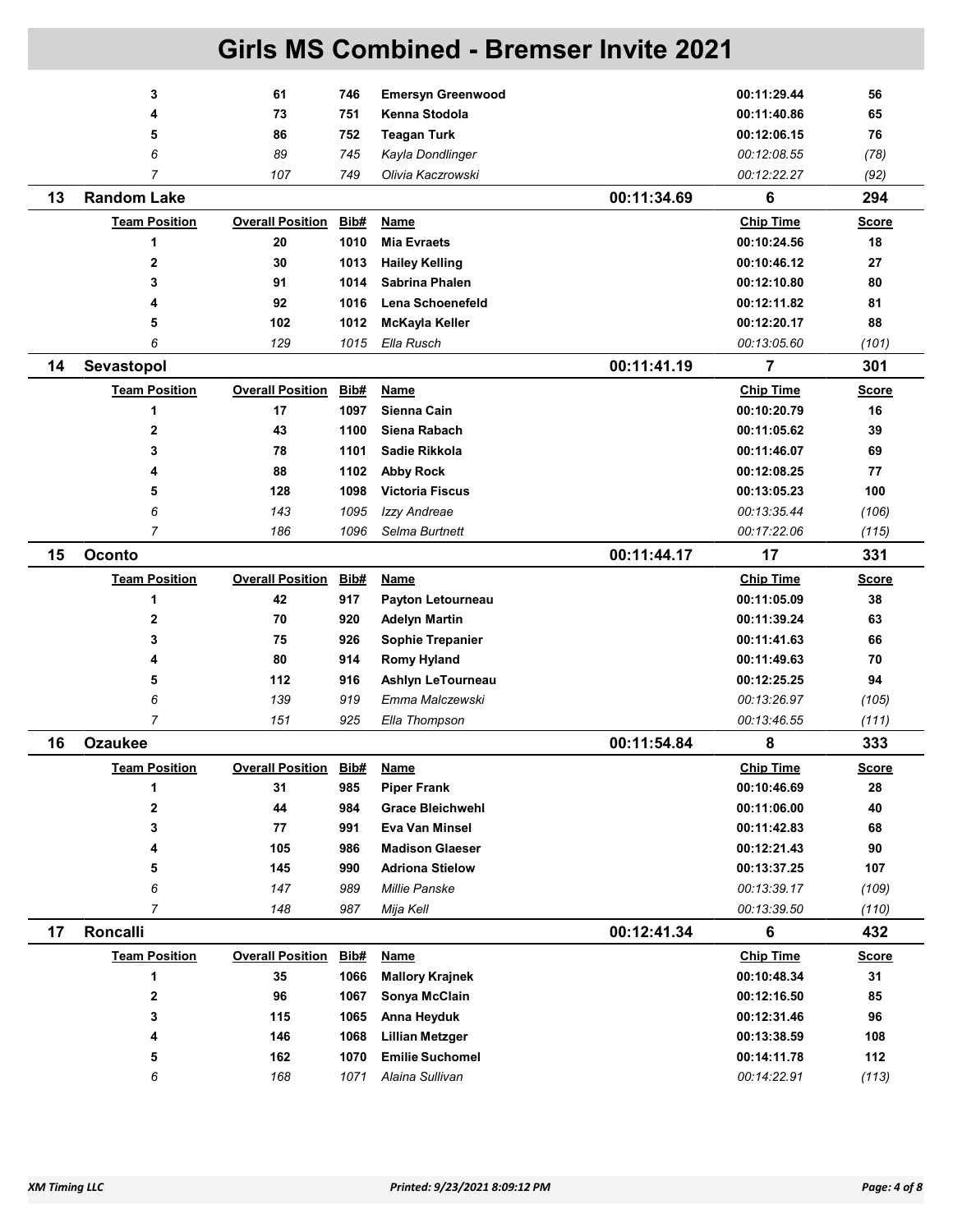# Girls MS Combined - Bremser Invite 2021

| | Team Position | Overall Position | Bib# | Name | | Chip Time | Score |
|---|---|---|---|---|---|---|---|
| | 3 | 61 | 746 | **Emersyn Greenwood** | | 00:11:29.44 | 56 |
| | 4 | 73 | 751 | **Kenna Stodola** | | 00:11:40.86 | 65 |
| | 5 | 86 | 752 | **Teagan Turk** | | 00:12:06.15 | 76 |
| | *6* | *89* | *745* | *Kayla Dondlinger* | | *00:12:08.55* | *(78)* |
| | *7* | *107* | *749* | *Olivia Kaczrowski* | | *00:12:22.27* | *(92)* |
| **13** | **Random Lake** | | | | **00:11:34.69** | **6** | **294** |
| | **Team Position** | **Overall Position** | **Bib#** | **Name** | | **Chip Time** | **Score** |
| | 1 | 20 | 1010 | **Mia Evraets** | | 00:10:24.56 | 18 |
| | 2 | 30 | 1013 | **Hailey Kelling** | | 00:10:46.12 | 27 |
| | 3 | 91 | 1014 | **Sabrina Phalen** | | 00:12:10.80 | 80 |
| | 4 | 92 | 1016 | **Lena Schoenefeld** | | 00:12:11.82 | 81 |
| | 5 | 102 | 1012 | **McKayla Keller** | | 00:12:20.17 | 88 |
| | *6* | *129* | *1015* | *Ella Rusch* | | *00:13:05.60* | *(101)* |
| **14** | **Sevastopol** | | | | **00:11:41.19** | **7** | **301** |
| | **Team Position** | **Overall Position** | **Bib#** | **Name** | | **Chip Time** | **Score** |
| | 1 | 17 | 1097 | **Sienna Cain** | | 00:10:20.79 | 16 |
| | 2 | 43 | 1100 | **Siena Rabach** | | 00:11:05.62 | 39 |
| | 3 | 78 | 1101 | **Sadie Rikkola** | | 00:11:46.07 | 69 |
| | 4 | 88 | 1102 | **Abby Rock** | | 00:12:08.25 | 77 |
| | 5 | 128 | 1098 | **Victoria Fiscus** | | 00:13:05.23 | 100 |
| | *6* | *143* | *1095* | *Izzy Andreae* | | *00:13:35.44* | *(106)* |
| | *7* | *186* | *1096* | *Selma Burtnett* | | *00:17:22.06* | *(115)* |
| **15** | **Oconto** | | | | **00:11:44.17** | **17** | **331** |
| | **Team Position** | **Overall Position** | **Bib#** | **Name** | | **Chip Time** | **Score** |
| | 1 | 42 | 917 | **Payton Letourneau** | | 00:11:05.09 | 38 |
| | 2 | 70 | 920 | **Adelyn Martin** | | 00:11:39.24 | 63 |
| | 3 | 75 | 926 | **Sophie Trepanier** | | 00:11:41.63 | 66 |
| | 4 | 80 | 914 | **Romy Hyland** | | 00:11:49.63 | 70 |
| | 5 | 112 | 916 | **Ashlyn LeTourneau** | | 00:12:25.25 | 94 |
| | *6* | *139* | *919* | *Emma Malczewski* | | *00:13:26.97* | *(105)* |
| | *7* | *151* | *925* | *Ella Thompson* | | *00:13:46.55* | *(111)* |
| **16** | **Ozaukee** | | | | **00:11:54.84** | **8** | **333** |
| | **Team Position** | **Overall Position** | **Bib#** | **Name** | | **Chip Time** | **Score** |
| | 1 | 31 | 985 | **Piper Frank** | | 00:10:46.69 | 28 |
| | 2 | 44 | 984 | **Grace Bleichwehl** | | 00:11:06.00 | 40 |
| | 3 | 77 | 991 | **Eva Van Minsel** | | 00:11:42.83 | 68 |
| | 4 | 105 | 986 | **Madison Glaeser** | | 00:12:21.43 | 90 |
| | 5 | 145 | 990 | **Adriona Stielow** | | 00:13:37.25 | 107 |
| | *6* | *147* | *989* | *Millie Panske* | | *00:13:39.17* | *(109)* |
| | *7* | *148* | *987* | *Mija Kell* | | *00:13:39.50* | *(110)* |
| **17** | **Roncalli** | | | | **00:12:41.34** | **6** | **432** |
| | **Team Position** | **Overall Position** | **Bib#** | **Name** | | **Chip Time** | **Score** |
| | 1 | 35 | 1066 | **Mallory Krajnek** | | 00:10:48.34 | 31 |
| | 2 | 96 | 1067 | **Sonya McClain** | | 00:12:16.50 | 85 |
| | 3 | 115 | 1065 | **Anna Heyduk** | | 00:12:31.46 | 96 |
| | 4 | 146 | 1068 | **Lillian Metzger** | | 00:13:38.59 | 108 |
| | 5 | 162 | 1070 | **Emilie Suchomel** | | 00:14:11.78 | 112 |
| | *6* | *168* | *1071* | *Alaina Sullivan* | | *00:14:22.91* | *(113)* |

*XM Timing LLC* *Printed: 9/23/2021 8:09:12 PM*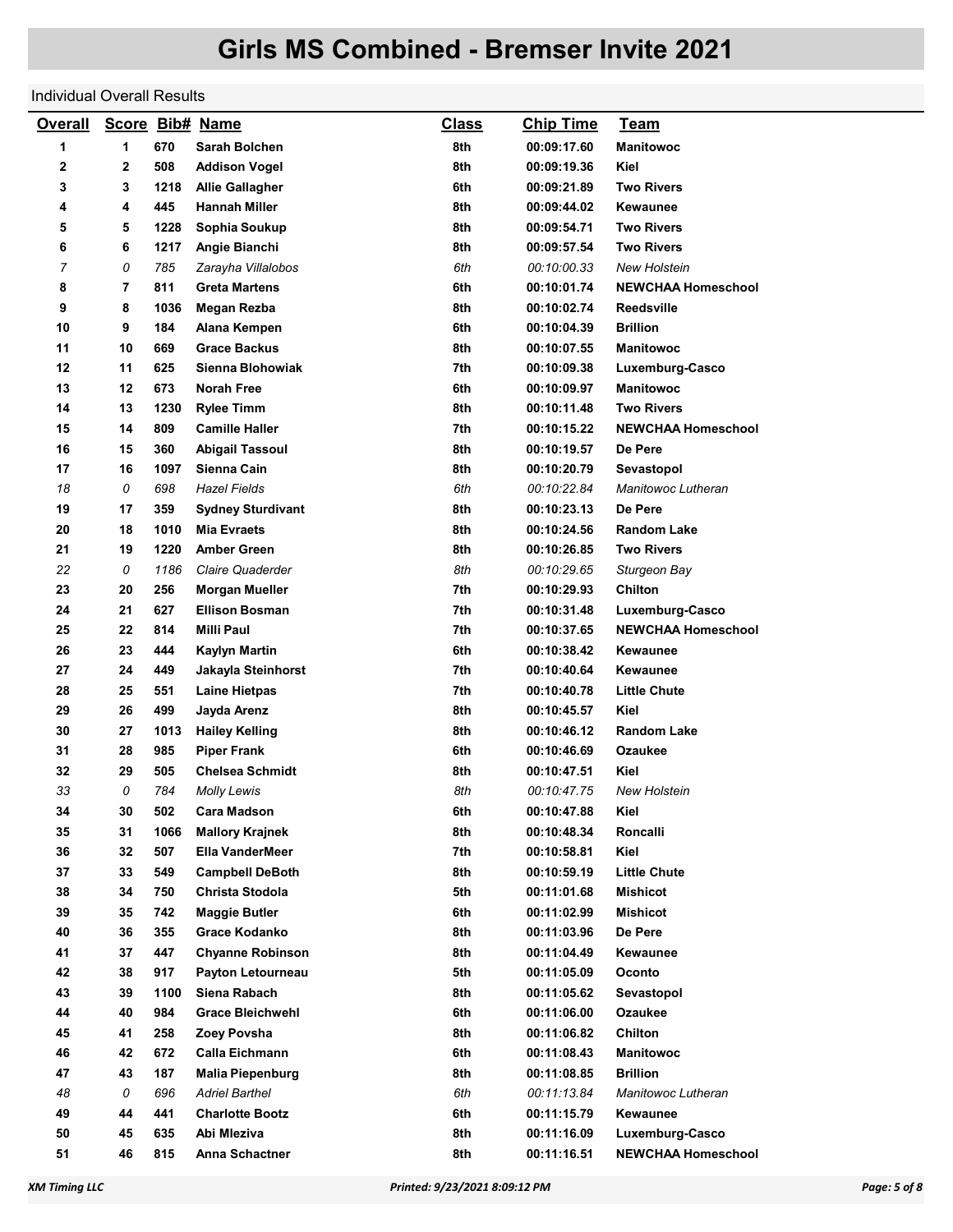# Girls MS Combined - Bremser Invite 2021

Individual Overall Results

| Overall | Score | Bib# | Name | Class | Chip Time | Team |
|---|---|---|---|---|---|---|
| 1 | 1 | 670 | Sarah Bolchen | 8th | 00:09:17.60 | Manitowoc |
| 2 | 2 | 508 | Addison Vogel | 8th | 00:09:19.36 | Kiel |
| 3 | 3 | 1218 | Allie Gallagher | 6th | 00:09:21.89 | Two Rivers |
| 4 | 4 | 445 | Hannah Miller | 8th | 00:09:44.02 | Kewaunee |
| 5 | 5 | 1228 | Sophia Soukup | 8th | 00:09:54.71 | Two Rivers |
| 6 | 6 | 1217 | Angie Bianchi | 8th | 00:09:57.54 | Two Rivers |
| *7* | *0* | *785* | *Zarayha Villalobos* | *6th* | *00:10:00.33* | *New Holstein* |
| 8 | 7 | 811 | Greta Martens | 6th | 00:10:01.74 | NEWCHAA Homeschool |
| 9 | 8 | 1036 | Megan Rezba | 8th | 00:10:02.74 | Reedsville |
| 10 | 9 | 184 | Alana Kempen | 6th | 00:10:04.39 | Brillion |
| 11 | 10 | 669 | Grace Backus | 8th | 00:10:07.55 | Manitowoc |
| 12 | 11 | 625 | Sienna Blohowiak | 7th | 00:10:09.38 | Luxemburg-Casco |
| 13 | 12 | 673 | Norah Free | 6th | 00:10:09.97 | Manitowoc |
| 14 | 13 | 1230 | Rylee Timm | 8th | 00:10:11.48 | Two Rivers |
| 15 | 14 | 809 | Camille Haller | 7th | 00:10:15.22 | NEWCHAA Homeschool |
| 16 | 15 | 360 | Abigail Tassoul | 8th | 00:10:19.57 | De Pere |
| 17 | 16 | 1097 | Sienna Cain | 8th | 00:10:20.79 | Sevastopol |
| *18* | *0* | *698* | *Hazel Fields* | *6th* | *00:10:22.84* | *Manitowoc Lutheran* |
| 19 | 17 | 359 | Sydney Sturdivant | 8th | 00:10:23.13 | De Pere |
| 20 | 18 | 1010 | Mia Evraets | 8th | 00:10:24.56 | Random Lake |
| 21 | 19 | 1220 | Amber Green | 8th | 00:10:26.85 | Two Rivers |
| *22* | *0* | *1186* | *Claire Quaderder* | *8th* | *00:10:29.65* | *Sturgeon Bay* |
| 23 | 20 | 256 | Morgan Mueller | 7th | 00:10:29.93 | Chilton |
| 24 | 21 | 627 | Ellison Bosman | 7th | 00:10:31.48 | Luxemburg-Casco |
| 25 | 22 | 814 | Milli Paul | 7th | 00:10:37.65 | NEWCHAA Homeschool |
| 26 | 23 | 444 | Kaylyn Martin | 6th | 00:10:38.42 | Kewaunee |
| 27 | 24 | 449 | Jakayla Steinhorst | 7th | 00:10:40.64 | Kewaunee |
| 28 | 25 | 551 | Laine Hietpas | 7th | 00:10:40.78 | Little Chute |
| 29 | 26 | 499 | Jayda Arenz | 8th | 00:10:45.57 | Kiel |
| 30 | 27 | 1013 | Hailey Kelling | 8th | 00:10:46.12 | Random Lake |
| 31 | 28 | 985 | Piper Frank | 6th | 00:10:46.69 | Ozaukee |
| 32 | 29 | 505 | Chelsea Schmidt | 8th | 00:10:47.51 | Kiel |
| *33* | *0* | *784* | *Molly Lewis* | *8th* | *00:10:47.75* | *New Holstein* |
| 34 | 30 | 502 | Cara Madson | 6th | 00:10:47.88 | Kiel |
| 35 | 31 | 1066 | Mallory Krajnek | 8th | 00:10:48.34 | Roncalli |
| 36 | 32 | 507 | Ella VanderMeer | 7th | 00:10:58.81 | Kiel |
| 37 | 33 | 549 | Campbell DeBoth | 8th | 00:10:59.19 | Little Chute |
| 38 | 34 | 750 | Christa Stodola | 5th | 00:11:01.68 | Mishicot |
| 39 | 35 | 742 | Maggie Butler | 6th | 00:11:02.99 | Mishicot |
| 40 | 36 | 355 | Grace Kodanko | 8th | 00:11:03.96 | De Pere |
| 41 | 37 | 447 | Chyanne Robinson | 8th | 00:11:04.49 | Kewaunee |
| 42 | 38 | 917 | Payton Letourneau | 5th | 00:11:05.09 | Oconto |
| 43 | 39 | 1100 | Siena Rabach | 8th | 00:11:05.62 | Sevastopol |
| 44 | 40 | 984 | Grace Bleichwehl | 6th | 00:11:06.00 | Ozaukee |
| 45 | 41 | 258 | Zoey Povsha | 8th | 00:11:06.82 | Chilton |
| 46 | 42 | 672 | Calla Eichmann | 6th | 00:11:08.43 | Manitowoc |
| 47 | 43 | 187 | Malia Piepenburg | 8th | 00:11:08.85 | Brillion |
| *48* | *0* | *696* | *Adriel Barthel* | *6th* | *00:11:13.84* | *Manitowoc Lutheran* |
| 49 | 44 | 441 | Charlotte Bootz | 6th | 00:11:15.79 | Kewaunee |
| 50 | 45 | 635 | Abi Mleziva | 8th | 00:11:16.09 | Luxemburg-Casco |
| 51 | 46 | 815 | Anna Schactner | 8th | 00:11:16.51 | NEWCHAA Homeschool |

XM Timing LLC — Printed: 9/23/2021 8:09:12 PM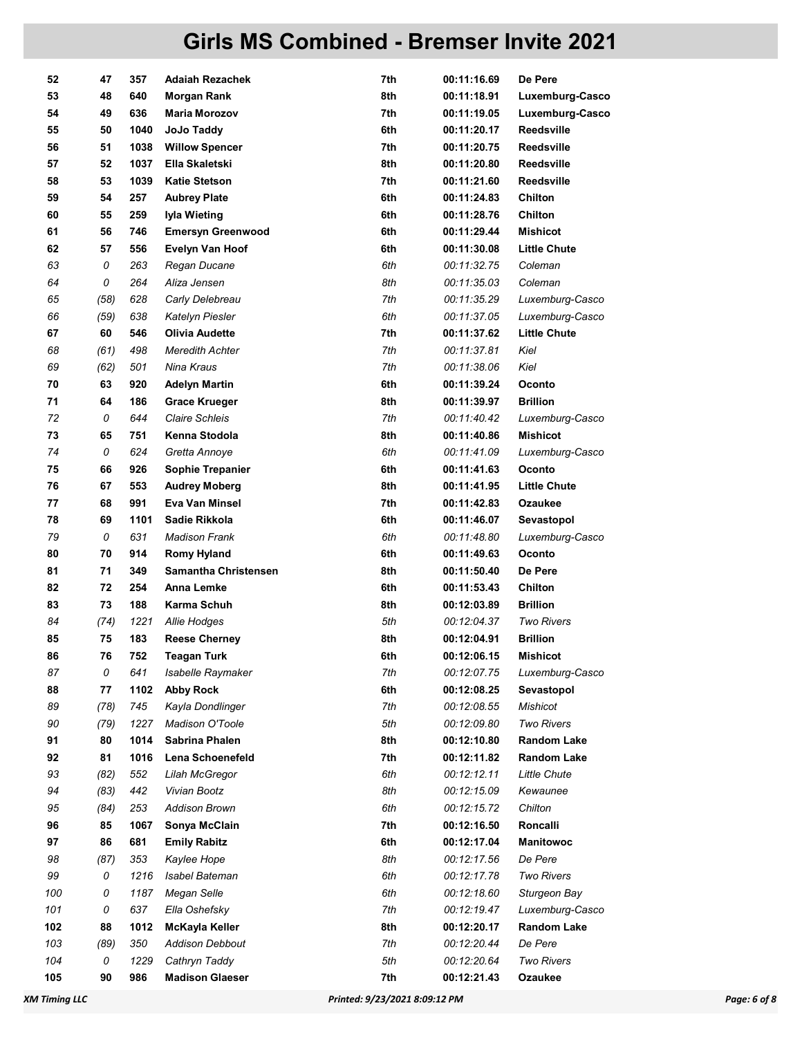# Girls MS Combined - Bremser Invite 2021

| | | | | | | |
|---|---|---|---|---|---|---|
| **52** | **47** | **357** | **Adaiah Rezachek** | **7th** | **00:11:16.69** | **De Pere** |
| **53** | **48** | **640** | **Morgan Rank** | **8th** | **00:11:18.91** | **Luxemburg-Casco** |
| **54** | **49** | **636** | **Maria Morozov** | **7th** | **00:11:19.05** | **Luxemburg-Casco** |
| **55** | **50** | **1040** | **JoJo Taddy** | **6th** | **00:11:20.17** | **Reedsville** |
| **56** | **51** | **1038** | **Willow Spencer** | **7th** | **00:11:20.75** | **Reedsville** |
| **57** | **52** | **1037** | **Ella Skaletski** | **8th** | **00:11:20.80** | **Reedsville** |
| **58** | **53** | **1039** | **Katie Stetson** | **7th** | **00:11:21.60** | **Reedsville** |
| **59** | **54** | **257** | **Aubrey Plate** | **6th** | **00:11:24.83** | **Chilton** |
| **60** | **55** | **259** | **Iyla Wieting** | **6th** | **00:11:28.76** | **Chilton** |
| **61** | **56** | **746** | **Emersyn Greenwood** | **6th** | **00:11:29.44** | **Mishicot** |
| **62** | **57** | **556** | **Evelyn Van Hoof** | **6th** | **00:11:30.08** | **Little Chute** |
| *63* | *0* | *263* | *Regan Ducane* | *6th* | *00:11:32.75* | *Coleman* |
| *64* | *0* | *264* | *Aliza Jensen* | *8th* | *00:11:35.03* | *Coleman* |
| *65* | *(58)* | *628* | *Carly Delebreau* | *7th* | *00:11:35.29* | *Luxemburg-Casco* |
| *66* | *(59)* | *638* | *Katelyn Piesler* | *6th* | *00:11:37.05* | *Luxemburg-Casco* |
| **67** | **60** | **546** | **Olivia Audette** | **7th** | **00:11:37.62** | **Little Chute** |
| *68* | *(61)* | *498* | *Meredith Achter* | *7th* | *00:11:37.81* | *Kiel* |
| *69* | *(62)* | *501* | *Nina Kraus* | *7th* | *00:11:38.06* | *Kiel* |
| **70** | **63** | **920** | **Adelyn Martin** | **6th** | **00:11:39.24** | **Oconto** |
| **71** | **64** | **186** | **Grace Krueger** | **8th** | **00:11:39.97** | **Brillion** |
| *72* | *0* | *644* | *Claire Schleis* | *7th* | *00:11:40.42* | *Luxemburg-Casco* |
| **73** | **65** | **751** | **Kenna Stodola** | **8th** | **00:11:40.86** | **Mishicot** |
| *74* | *0* | *624* | *Gretta Annoye* | *6th* | *00:11:41.09* | *Luxemburg-Casco* |
| **75** | **66** | **926** | **Sophie Trepanier** | **6th** | **00:11:41.63** | **Oconto** |
| **76** | **67** | **553** | **Audrey Moberg** | **8th** | **00:11:41.95** | **Little Chute** |
| **77** | **68** | **991** | **Eva Van Minsel** | **7th** | **00:11:42.83** | **Ozaukee** |
| **78** | **69** | **1101** | **Sadie Rikkola** | **6th** | **00:11:46.07** | **Sevastopol** |
| *79* | *0* | *631* | *Madison Frank* | *6th* | *00:11:48.80* | *Luxemburg-Casco* |
| **80** | **70** | **914** | **Romy Hyland** | **6th** | **00:11:49.63** | **Oconto** |
| **81** | **71** | **349** | **Samantha Christensen** | **8th** | **00:11:50.40** | **De Pere** |
| **82** | **72** | **254** | **Anna Lemke** | **6th** | **00:11:53.43** | **Chilton** |
| **83** | **73** | **188** | **Karma Schuh** | **8th** | **00:12:03.89** | **Brillion** |
| *84* | *(74)* | *1221* | *Allie Hodges* | *5th* | *00:12:04.37* | *Two Rivers* |
| **85** | **75** | **183** | **Reese Cherney** | **8th** | **00:12:04.91** | **Brillion** |
| **86** | **76** | **752** | **Teagan Turk** | **6th** | **00:12:06.15** | **Mishicot** |
| *87* | *0* | *641* | *Isabelle Raymaker* | *7th* | *00:12:07.75* | *Luxemburg-Casco* |
| **88** | **77** | **1102** | **Abby Rock** | **6th** | **00:12:08.25** | **Sevastopol** |
| *89* | *(78)* | *745* | *Kayla Dondlinger* | *7th* | *00:12:08.55* | *Mishicot* |
| *90* | *(79)* | *1227* | *Madison O'Toole* | *5th* | *00:12:09.80* | *Two Rivers* |
| **91** | **80** | **1014** | **Sabrina Phalen** | **8th** | **00:12:10.80** | **Random Lake** |
| **92** | **81** | **1016** | **Lena Schoenefeld** | **7th** | **00:12:11.82** | **Random Lake** |
| *93* | *(82)* | *552* | *Lilah McGregor* | *6th* | *00:12:12.11* | *Little Chute* |
| *94* | *(83)* | *442* | *Vivian Bootz* | *8th* | *00:12:15.09* | *Kewaunee* |
| *95* | *(84)* | *253* | *Addison Brown* | *6th* | *00:12:15.72* | *Chilton* |
| **96** | **85** | **1067** | **Sonya McClain** | **7th** | **00:12:16.50** | **Roncalli** |
| **97** | **86** | **681** | **Emily Rabitz** | **6th** | **00:12:17.04** | **Manitowoc** |
| *98* | *(87)* | *353* | *Kaylee Hope* | *8th* | *00:12:17.56* | *De Pere* |
| *99* | *0* | *1216* | *Isabel Bateman* | *6th* | *00:12:17.78* | *Two Rivers* |
| *100* | *0* | *1187* | *Megan Selle* | *6th* | *00:12:18.60* | *Sturgeon Bay* |
| *101* | *0* | *637* | *Ella Oshefsky* | *7th* | *00:12:19.47* | *Luxemburg-Casco* |
| **102** | **88** | **1012** | **McKayla Keller** | **8th** | **00:12:20.17** | **Random Lake** |
| *103* | *(89)* | *350* | *Addison Debbout* | *7th* | *00:12:20.44* | *De Pere* |
| *104* | *0* | *1229* | *Cathryn Taddy* | *5th* | *00:12:20.64* | *Two Rivers* |
| **105** | **90** | **986** | **Madison Glaeser** | **7th** | **00:12:21.43** | **Ozaukee** |

XM Timing LLC — Printed: 9/23/2021 8:09:12 PM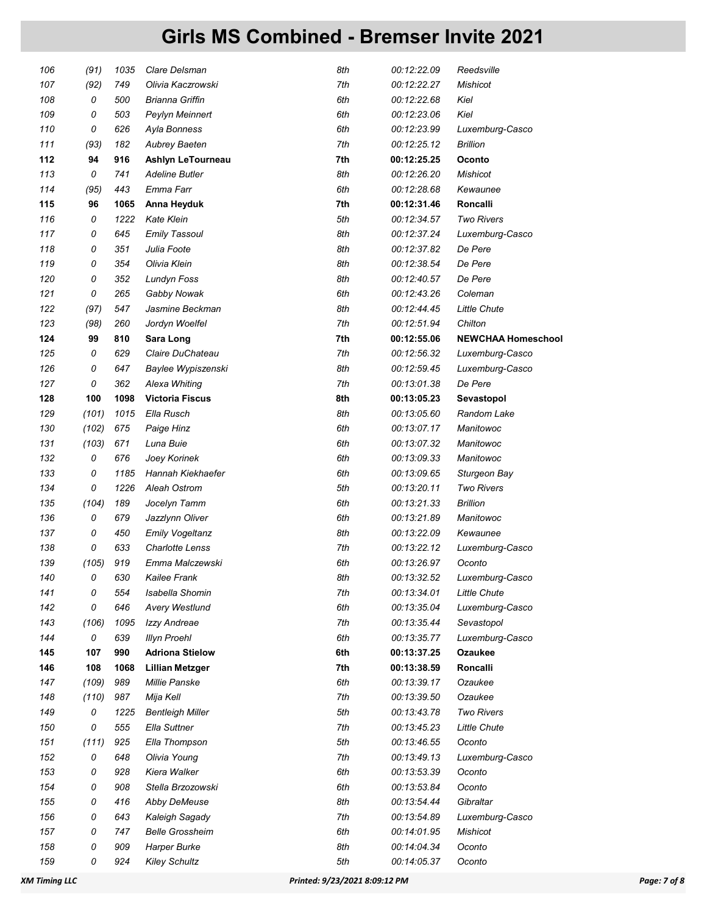# Girls MS Combined - Bremser Invite 2021

| | | | | | | |
|---|---|---|---|---|---|---|
| 106 | (91) | 1035 | Clare Delsman | 8th | 00:12:22.09 | Reedsville |
| 107 | (92) | 749 | Olivia Kaczrowski | 7th | 00:12:22.27 | Mishicot |
| 108 | 0 | 500 | Brianna Griffin | 6th | 00:12:22.68 | Kiel |
| 109 | 0 | 503 | Peylyn Meinnert | 6th | 00:12:23.06 | Kiel |
| 110 | 0 | 626 | Ayla Bonness | 6th | 00:12:23.99 | Luxemburg-Casco |
| 111 | (93) | 182 | Aubrey Baeten | 7th | 00:12:25.12 | Brillion |
| **112** | **94** | **916** | **Ashlyn LeTourneau** | **7th** | **00:12:25.25** | **Oconto** |
| 113 | 0 | 741 | Adeline Butler | 8th | 00:12:26.20 | Mishicot |
| 114 | (95) | 443 | Emma Farr | 6th | 00:12:28.68 | Kewaunee |
| **115** | **96** | **1065** | **Anna Heyduk** | **7th** | **00:12:31.46** | **Roncalli** |
| 116 | 0 | 1222 | Kate Klein | 5th | 00:12:34.57 | Two Rivers |
| 117 | 0 | 645 | Emily Tassoul | 8th | 00:12:37.24 | Luxemburg-Casco |
| 118 | 0 | 351 | Julia Foote | 8th | 00:12:37.82 | De Pere |
| 119 | 0 | 354 | Olivia Klein | 8th | 00:12:38.54 | De Pere |
| 120 | 0 | 352 | Lundyn Foss | 8th | 00:12:40.57 | De Pere |
| 121 | 0 | 265 | Gabby Nowak | 6th | 00:12:43.26 | Coleman |
| 122 | (97) | 547 | Jasmine Beckman | 8th | 00:12:44.45 | Little Chute |
| 123 | (98) | 260 | Jordyn Woelfel | 7th | 00:12:51.94 | Chilton |
| **124** | **99** | **810** | **Sara Long** | **7th** | **00:12:55.06** | **NEWCHAA Homeschool** |
| 125 | 0 | 629 | Claire DuChateau | 7th | 00:12:56.32 | Luxemburg-Casco |
| 126 | 0 | 647 | Baylee Wypiszenski | 8th | 00:12:59.45 | Luxemburg-Casco |
| 127 | 0 | 362 | Alexa Whiting | 7th | 00:13:01.38 | De Pere |
| **128** | **100** | **1098** | **Victoria Fiscus** | **8th** | **00:13:05.23** | **Sevastopol** |
| 129 | (101) | 1015 | Ella Rusch | 8th | 00:13:05.60 | Random Lake |
| 130 | (102) | 675 | Paige Hinz | 6th | 00:13:07.17 | Manitowoc |
| 131 | (103) | 671 | Luna Buie | 6th | 00:13:07.32 | Manitowoc |
| 132 | 0 | 676 | Joey Korinek | 6th | 00:13:09.33 | Manitowoc |
| 133 | 0 | 1185 | Hannah Kiekhaefer | 6th | 00:13:09.65 | Sturgeon Bay |
| 134 | 0 | 1226 | Aleah Ostrom | 5th | 00:13:20.11 | Two Rivers |
| 135 | (104) | 189 | Jocelyn Tamm | 6th | 00:13:21.33 | Brillion |
| 136 | 0 | 679 | Jazzlynn Oliver | 6th | 00:13:21.89 | Manitowoc |
| 137 | 0 | 450 | Emily Vogeltanz | 8th | 00:13:22.09 | Kewaunee |
| 138 | 0 | 633 | Charlotte Lenss | 7th | 00:13:22.12 | Luxemburg-Casco |
| 139 | (105) | 919 | Emma Malczewski | 6th | 00:13:26.97 | Oconto |
| 140 | 0 | 630 | Kailee Frank | 8th | 00:13:32.52 | Luxemburg-Casco |
| 141 | 0 | 554 | Isabella Shomin | 7th | 00:13:34.01 | Little Chute |
| 142 | 0 | 646 | Avery Westlund | 6th | 00:13:35.04 | Luxemburg-Casco |
| 143 | (106) | 1095 | Izzy Andreae | 7th | 00:13:35.44 | Sevastopol |
| 144 | 0 | 639 | Illyn Proehl | 6th | 00:13:35.77 | Luxemburg-Casco |
| **145** | **107** | **990** | **Adriona Stielow** | **6th** | **00:13:37.25** | **Ozaukee** |
| **146** | **108** | **1068** | **Lillian Metzger** | **7th** | **00:13:38.59** | **Roncalli** |
| 147 | (109) | 989 | Millie Panske | 6th | 00:13:39.17 | Ozaukee |
| 148 | (110) | 987 | Mija Kell | 7th | 00:13:39.50 | Ozaukee |
| 149 | 0 | 1225 | Bentleigh Miller | 5th | 00:13:43.78 | Two Rivers |
| 150 | 0 | 555 | Ella Suttner | 7th | 00:13:45.23 | Little Chute |
| 151 | (111) | 925 | Ella Thompson | 5th | 00:13:46.55 | Oconto |
| 152 | 0 | 648 | Olivia Young | 7th | 00:13:49.13 | Luxemburg-Casco |
| 153 | 0 | 928 | Kiera Walker | 6th | 00:13:53.39 | Oconto |
| 154 | 0 | 908 | Stella Brzozowski | 6th | 00:13:53.84 | Oconto |
| 155 | 0 | 416 | Abby DeMeuse | 8th | 00:13:54.44 | Gibraltar |
| 156 | 0 | 643 | Kaleigh Sagady | 7th | 00:13:54.89 | Luxemburg-Casco |
| 157 | 0 | 747 | Belle Grossheim | 6th | 00:14:01.95 | Mishicot |
| 158 | 0 | 909 | Harper Burke | 8th | 00:14:04.34 | Oconto |
| 159 | 0 | 924 | Kiley Schultz | 5th | 00:14:05.37 | Oconto |

XM Timing LLC — Printed: 9/23/2021 8:09:12 PM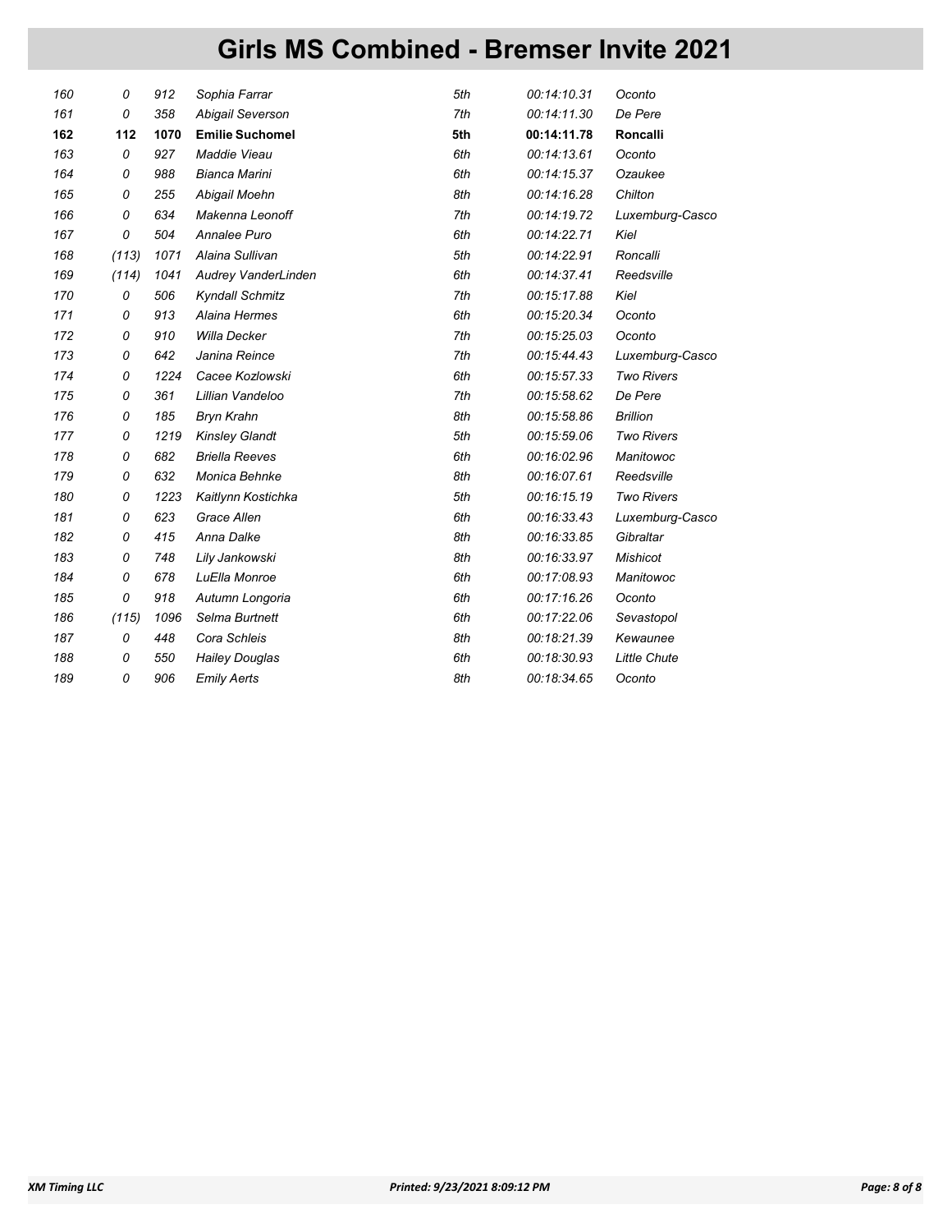# Girls MS Combined - Bremser Invite 2021

| | | | | | | |
|---|---|---|---|---|---|---|
| 160 | 0 | 912 | Sophia Farrar | 5th | 00:14:10.31 | Oconto |
| 161 | 0 | 358 | Abigail Severson | 7th | 00:14:11.30 | De Pere |
| **162** | **112** | **1070** | **Emilie Suchomel** | **5th** | **00:14:11.78** | **Roncalli** |
| 163 | 0 | 927 | Maddie Vieau | 6th | 00:14:13.61 | Oconto |
| 164 | 0 | 988 | Bianca Marini | 6th | 00:14:15.37 | Ozaukee |
| 165 | 0 | 255 | Abigail Moehn | 8th | 00:14:16.28 | Chilton |
| 166 | 0 | 634 | Makenna Leonoff | 7th | 00:14:19.72 | Luxemburg-Casco |
| 167 | 0 | 504 | Annalee Puro | 6th | 00:14:22.71 | Kiel |
| 168 | (113) | 1071 | Alaina Sullivan | 5th | 00:14:22.91 | Roncalli |
| 169 | (114) | 1041 | Audrey VanderLinden | 6th | 00:14:37.41 | Reedsville |
| 170 | 0 | 506 | Kyndall Schmitz | 7th | 00:15:17.88 | Kiel |
| 171 | 0 | 913 | Alaina Hermes | 6th | 00:15:20.34 | Oconto |
| 172 | 0 | 910 | Willa Decker | 7th | 00:15:25.03 | Oconto |
| 173 | 0 | 642 | Janina Reince | 7th | 00:15:44.43 | Luxemburg-Casco |
| 174 | 0 | 1224 | Cacee Kozlowski | 6th | 00:15:57.33 | Two Rivers |
| 175 | 0 | 361 | Lillian Vandeloo | 7th | 00:15:58.62 | De Pere |
| 176 | 0 | 185 | Bryn Krahn | 8th | 00:15:58.86 | Brillion |
| 177 | 0 | 1219 | Kinsley Glandt | 5th | 00:15:59.06 | Two Rivers |
| 178 | 0 | 682 | Briella Reeves | 6th | 00:16:02.96 | Manitowoc |
| 179 | 0 | 632 | Monica Behnke | 8th | 00:16:07.61 | Reedsville |
| 180 | 0 | 1223 | Kaitlynn Kostichka | 5th | 00:16:15.19 | Two Rivers |
| 181 | 0 | 623 | Grace Allen | 6th | 00:16:33.43 | Luxemburg-Casco |
| 182 | 0 | 415 | Anna Dalke | 8th | 00:16:33.85 | Gibraltar |
| 183 | 0 | 748 | Lily Jankowski | 8th | 00:16:33.97 | Mishicot |
| 184 | 0 | 678 | LuElla Monroe | 6th | 00:17:08.93 | Manitowoc |
| 185 | 0 | 918 | Autumn Longoria | 6th | 00:17:16.26 | Oconto |
| 186 | (115) | 1096 | Selma Burtnett | 6th | 00:17:22.06 | Sevastopol |
| 187 | 0 | 448 | Cora Schleis | 8th | 00:18:21.39 | Kewaunee |
| 188 | 0 | 550 | Hailey Douglas | 6th | 00:18:30.93 | Little Chute |
| 189 | 0 | 906 | Emily Aerts | 8th | 00:18:34.65 | Oconto |

XM Timing LLC

Printed: 9/23/2021 8:09:12 PM